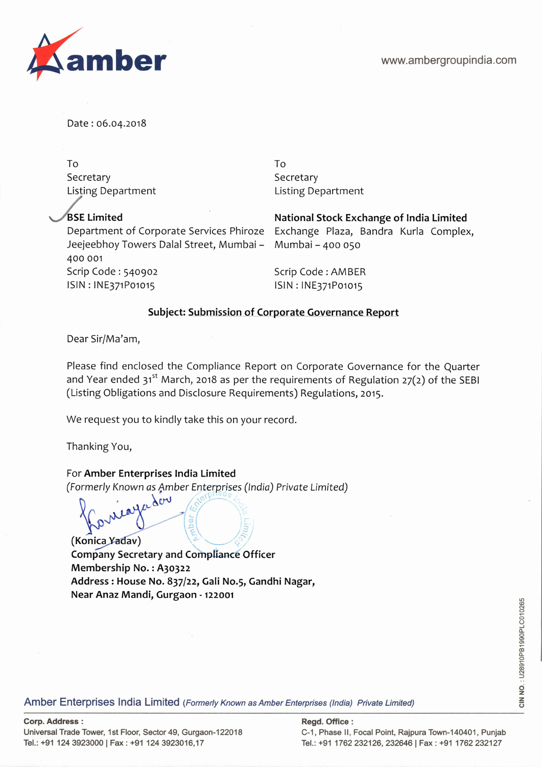amber

www.ambergroupindia.com

Date : 06.04.2018

To
Secretary
Listing Department

**BSE Limited**
Department of Corporate Services Phiroze Jeejeebhoy Towers Dalal Street, Mumbai – 400 001
Scrip Code : 540902
ISIN : INE371P01015

To
Secretary
Listing Department

**National Stock Exchange of India Limited**
Exchange Plaza, Bandra Kurla Complex, Mumbai – 400 050

Scrip Code : AMBER
ISIN : INE371P01015

**Subject: Submission of Corporate Governance Report**

Dear Sir/Ma'am,

Please find enclosed the Compliance Report on Corporate Governance for the Quarter and Year ended 31st March, 2018 as per the requirements of Regulation 27(2) of the SEBI (Listing Obligations and Disclosure Requirements) Regulations, 2015.

We request you to kindly take this on your record.

Thanking You,

For **Amber Enterprises India Limited**
*(Formerly Known as Amber Enterprises (India) Private Limited)*

**(Konica Yadav)**
**Company Secretary and Compliance Officer**
**Membership No. : A30322**
**Address : House No. 837/22, Gali No.5, Gandhi Nagar, Near Anaz Mandi, Gurgaon - 122001**

Amber Enterprises India Limited *(Formerly Known as Amber Enterprises (India) Private Limited)*

**Corp. Address :**
Universal Trade Tower, 1st Floor, Sector 49, Gurgaon-122018
Tel.: +91 124 3923000 | Fax : +91 124 3923016,17

**Regd. Office :**
C-1, Phase II, Focal Point, Rajpura Town-140401, Punjab
Tel.: +91 1762 232126, 232646 | Fax : +91 1762 232127

CIN NO. : U28910PB1990PLC010265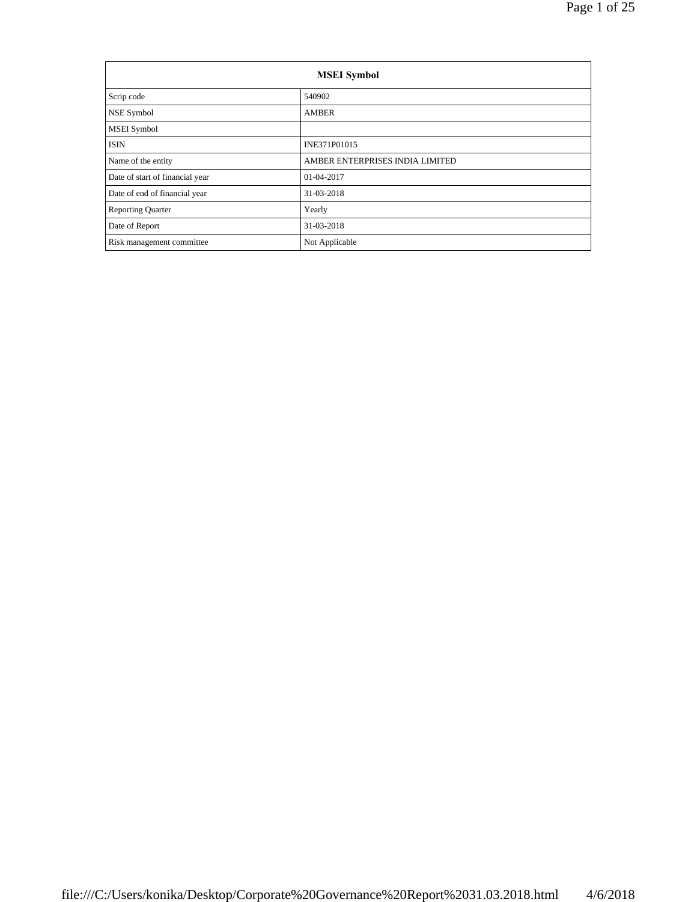| MSEI Symbol | |
|---|---|
| Scrip code | 540902 |
| NSE Symbol | AMBER |
| MSEI Symbol | |
| ISIN | INE371P01015 |
| Name of the entity | AMBER ENTERPRISES INDIA LIMITED |
| Date of start of financial year | 01-04-2017 |
| Date of end of financial year | 31-03-2018 |
| Reporting Quarter | Yearly |
| Date of Report | 31-03-2018 |
| Risk management committee | Not Applicable |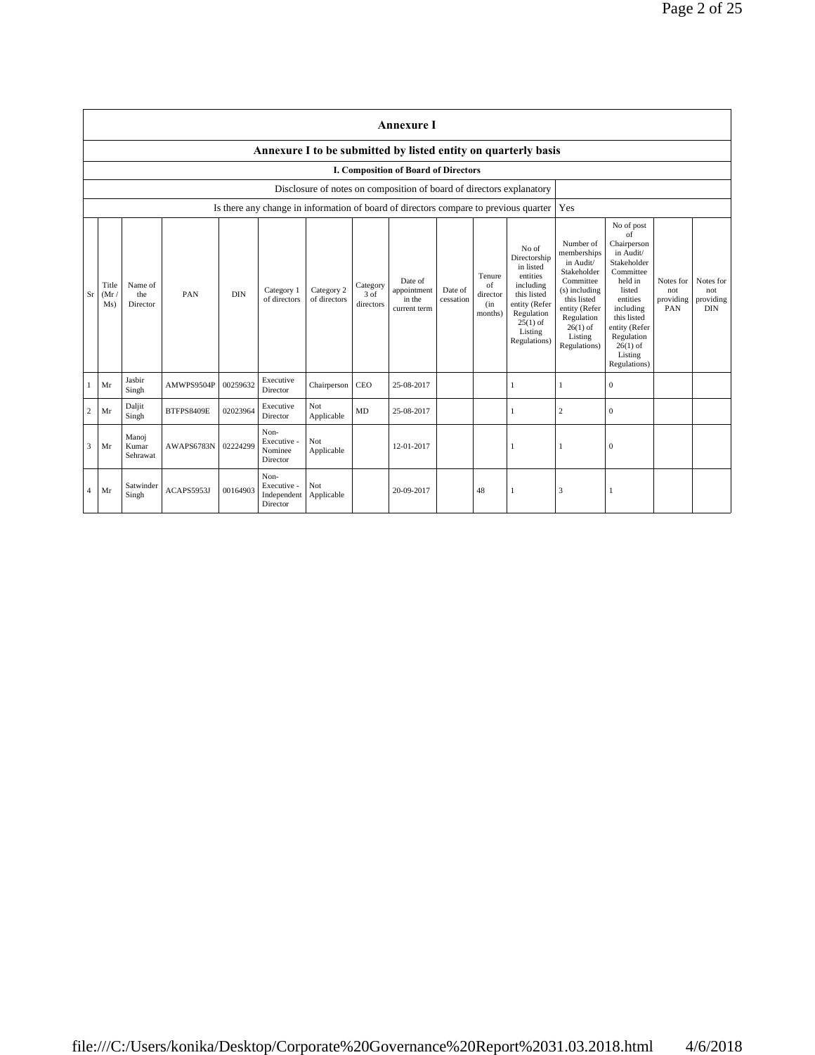# Annexure I

## Annexure I to be submitted by listed entity on quarterly basis

### I. Composition of Board of Directors

| Disclosure of notes on composition of board of directors explanatory | |
|---|---|
| Is there any change in information of board of directors compare to previous quarter | Yes |

| Sr | Title (Mr / Ms) | Name of the Director | PAN | DIN | Category 1 of directors | Category 2 of directors | Category 3 of directors | Date of appointment in the current term | Date of cessation | Tenure of director (in months) | No of Directorship in listed entities including this listed entity (Refer Regulation 25(1) of Listing Regulations) | Number of memberships in Audit/ Stakeholder Committee (s) including this listed entity (Refer Regulation 26(1) of Listing Regulations) | No of post of Chairperson in Audit/ Stakeholder Committee held in listed entities including this listed entity (Refer Regulation 26(1) of Listing Regulations) | Notes for not providing PAN | Notes for not providing DIN |
|---|---|---|---|---|---|---|---|---|---|---|---|---|---|---|---|
| 1 | Mr | Jasbir Singh | AMWPS9504P | 00259632 | Executive Director | Chairperson | CEO | 25-08-2017 | | | 1 | 1 | 0 | | |
| 2 | Mr | Daljit Singh | BTFPS8409E | 02023964 | Executive Director | Not Applicable | MD | 25-08-2017 | | | 1 | 2 | 0 | | |
| 3 | Mr | Manoj Kumar Sehrawat | AWAPS6783N | 02224299 | Non-Executive - Nominee Director | Not Applicable | | 12-01-2017 | | | 1 | 1 | 0 | | |
| 4 | Mr | Satwinder Singh | ACAPS5953J | 00164903 | Non-Executive - Independent Director | Not Applicable | | 20-09-2017 | | 48 | 1 | 3 | 1 | | |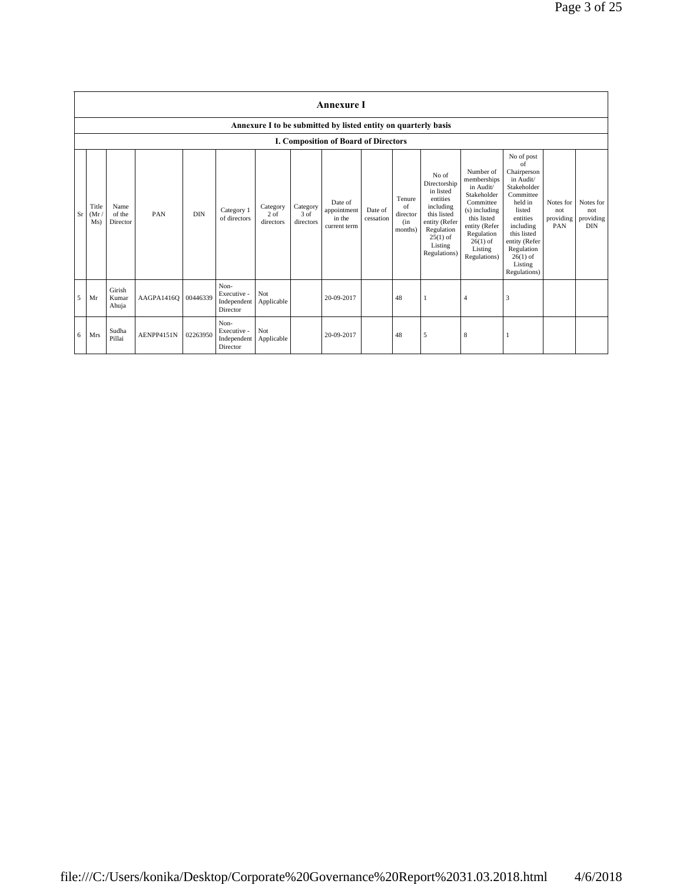# Annexure I

## Annexure I to be submitted by listed entity on quarterly basis

### I. Composition of Board of Directors

| Sr | Title (Mr / Ms) | Name of the Director | PAN | DIN | Category 1 of directors | Category 2 of directors | Category 3 of directors | Date of appointment in the current term | Date of cessation | Tenure of director (in months) | No of Directorship in listed entities including this listed entity (Refer Regulation 25(1) of Listing Regulations) | Number of memberships in Audit/ Stakeholder Committee (s) including this listed entity (Refer Regulation 26(1) of Listing Regulations) | No of post of Chairperson in Audit/ Stakeholder Committee held in listed entities including this listed entity (Refer Regulation 26(1) of Listing Regulations) | Notes for not providing PAN | Notes for not providing DIN |
|---|---|---|---|---|---|---|---|---|---|---|---|---|---|---|---|
| 5 | Mr | Girish Kumar Ahuja | AAGPA1416Q | 00446339 | Non-Executive - Independent Director | Not Applicable | | 20-09-2017 | | 48 | 1 | 4 | 3 | | |
| 6 | Mrs | Sudha Pillai | AENPP4151N | 02263950 | Non-Executive - Independent Director | Not Applicable | | 20-09-2017 | | 48 | 5 | 8 | 1 | | |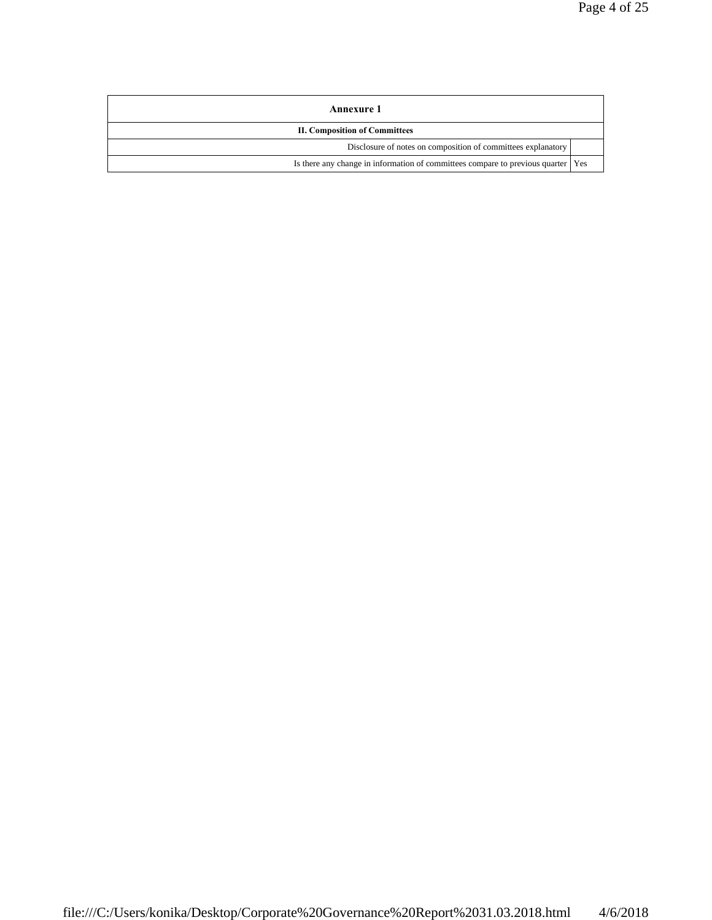| Annexure 1 | |
|---|---|
| **II. Composition of Committees** | |
| Disclosure of notes on composition of committees explanatory | |
| Is there any change in information of committees compare to previous quarter | Yes |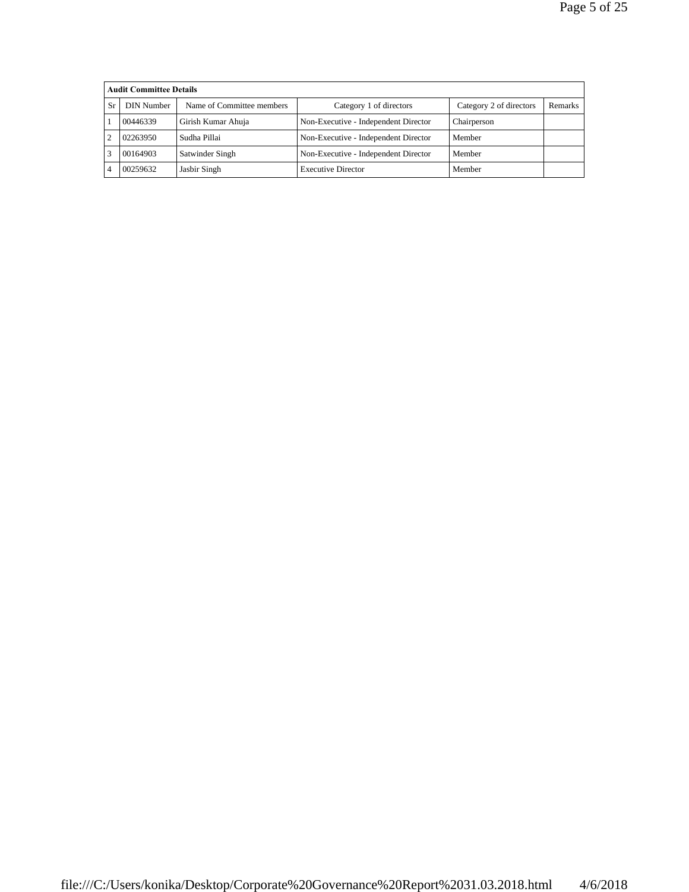| Audit Committee Details | | | | | |
|---|---|---|---|---|---|
| Sr | DIN Number | Name of Committee members | Category 1 of directors | Category 2 of directors | Remarks |
| 1 | 00446339 | Girish Kumar Ahuja | Non-Executive - Independent Director | Chairperson | |
| 2 | 02263950 | Sudha Pillai | Non-Executive - Independent Director | Member | |
| 3 | 00164903 | Satwinder Singh | Non-Executive - Independent Director | Member | |
| 4 | 00259632 | Jasbir Singh | Executive Director | Member | |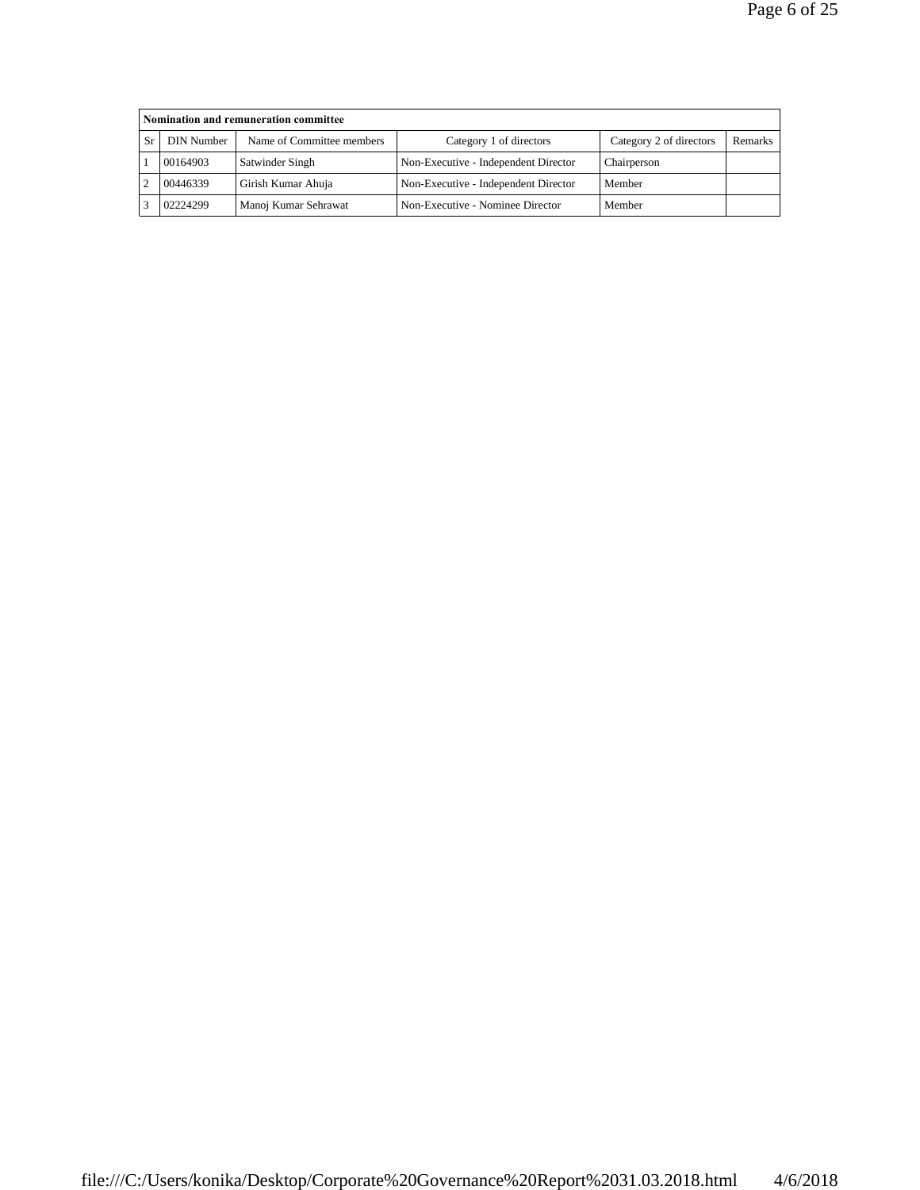| Nomination and remuneration committee | | | | | |
|---|---|---|---|---|---|
| Sr | DIN Number | Name of Committee members | Category 1 of directors | Category 2 of directors | Remarks |
| 1 | 00164903 | Satwinder Singh | Non-Executive - Independent Director | Chairperson | |
| 2 | 00446339 | Girish Kumar Ahuja | Non-Executive - Independent Director | Member | |
| 3 | 02224299 | Manoj Kumar Sehrawat | Non-Executive - Nominee Director | Member | |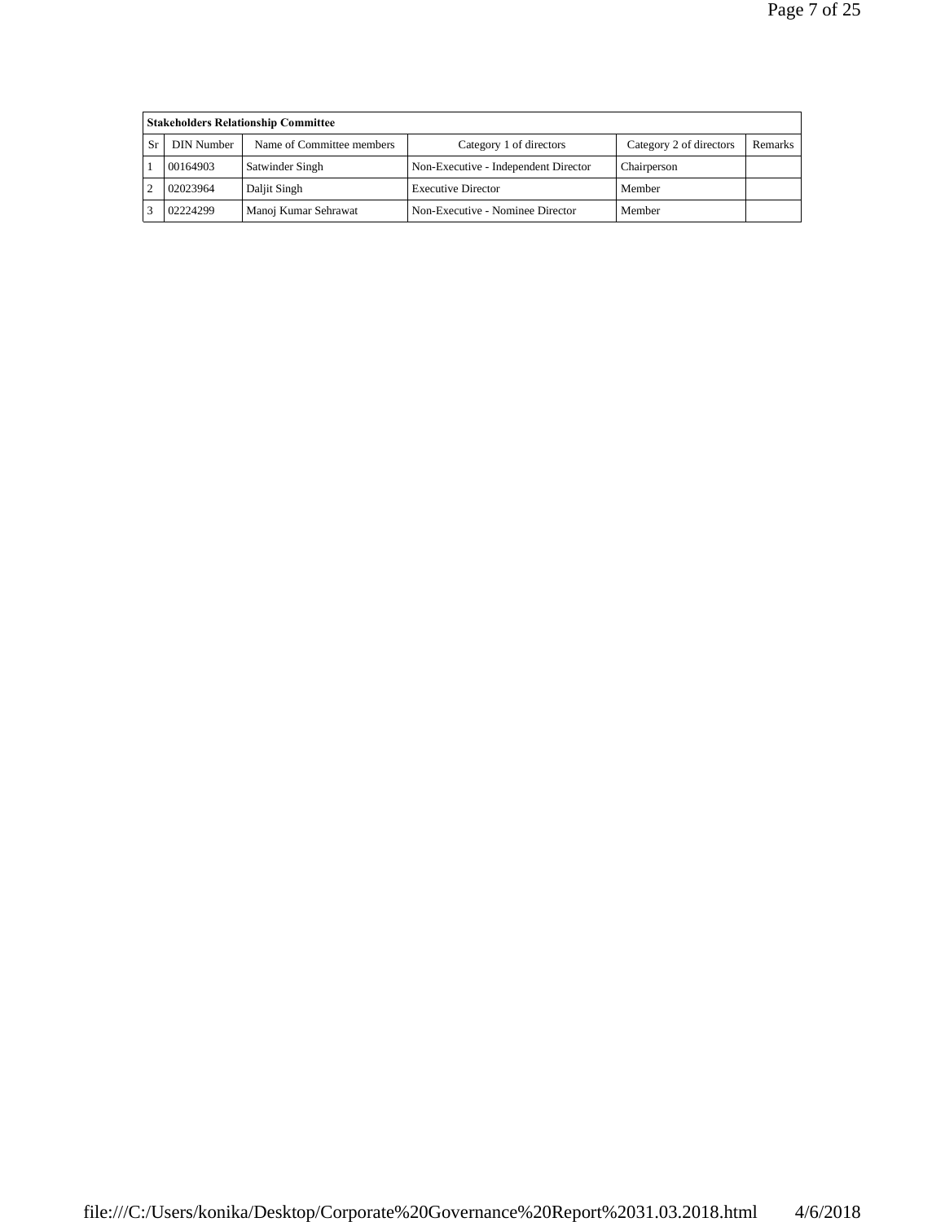| Stakeholders Relationship Committee | | | | | |
|---|---|---|---|---|---|
| Sr | DIN Number | Name of Committee members | Category 1 of directors | Category 2 of directors | Remarks |
| 1 | 00164903 | Satwinder Singh | Non-Executive - Independent Director | Chairperson | |
| 2 | 02023964 | Daljit Singh | Executive Director | Member | |
| 3 | 02224299 | Manoj Kumar Sehrawat | Non-Executive - Nominee Director | Member | |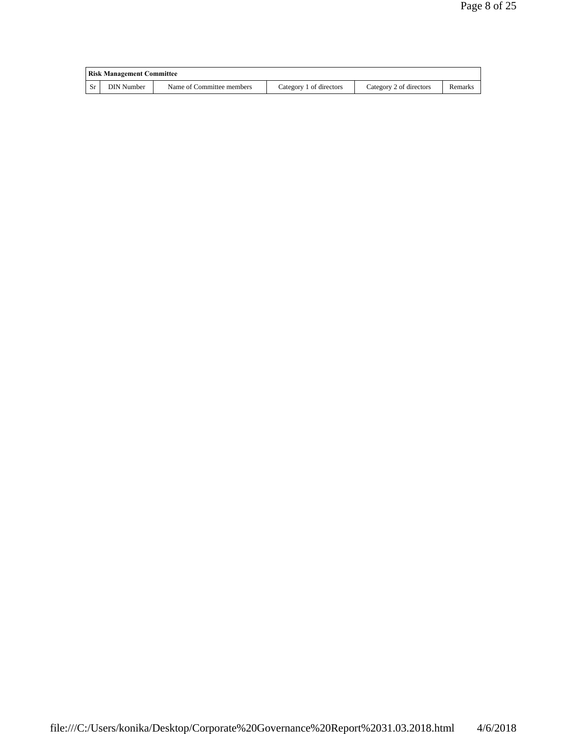| Risk Management Committee | | | | | |
|---|---|---|---|---|---|
| Sr | DIN Number | Name of Committee members | Category 1 of directors | Category 2 of directors | Remarks |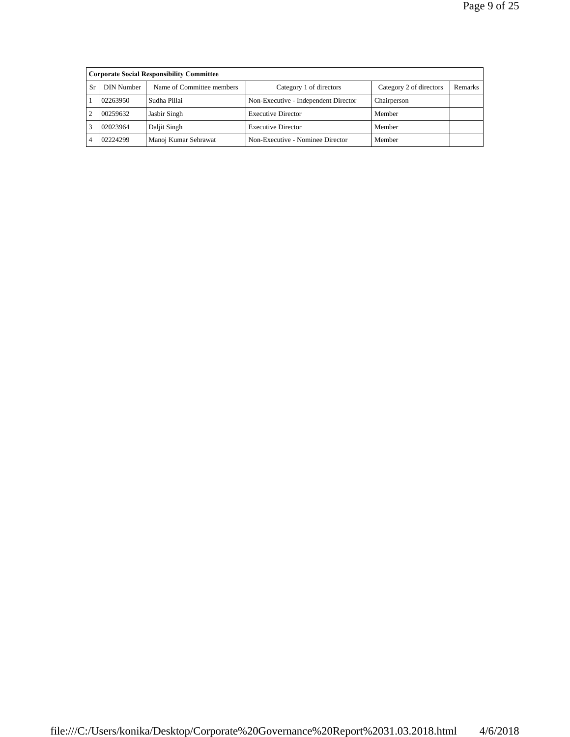| Corporate Social Responsibility Committee | | | | | |
|---|---|---|---|---|---|
| Sr | DIN Number | Name of Committee members | Category 1 of directors | Category 2 of directors | Remarks |
| 1 | 02263950 | Sudha Pillai | Non-Executive - Independent Director | Chairperson | |
| 2 | 00259632 | Jasbir Singh | Executive Director | Member | |
| 3 | 02023964 | Daljit Singh | Executive Director | Member | |
| 4 | 02224299 | Manoj Kumar Sehrawat | Non-Executive - Nominee Director | Member | |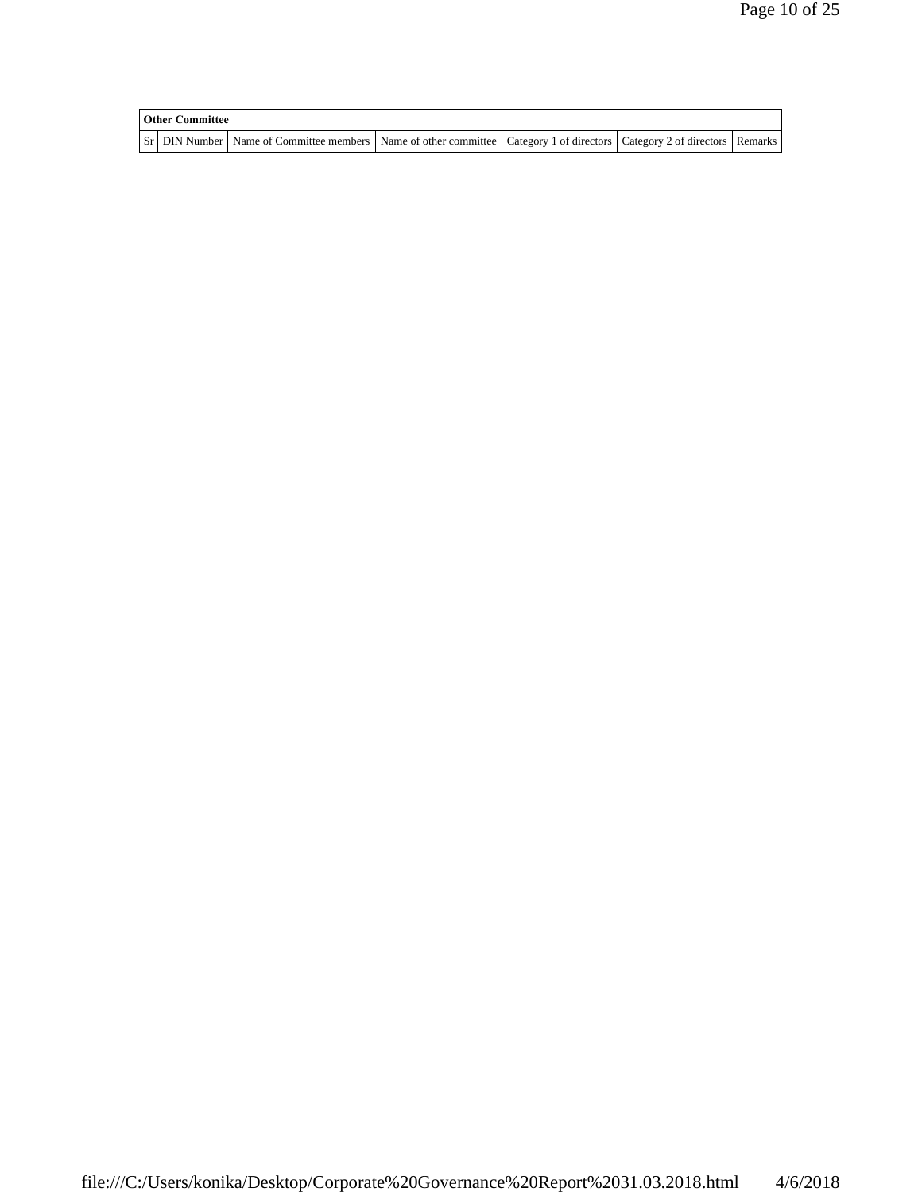| Other Committee | | | | | | |
|---|---|---|---|---|---|---|
| Sr | DIN Number | Name of Committee members | Name of other committee | Category 1 of directors | Category 2 of directors | Remarks |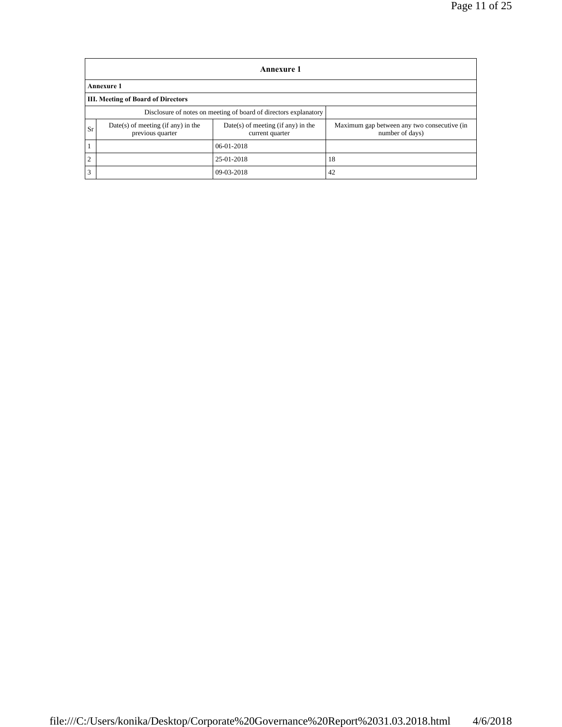| Annexure 1 | | | |
|---|---|---|---|
| **Annexure 1** | | | |
| **III. Meeting of Board of Directors** | | | |
| Disclosure of notes on meeting of board of directors explanatory | | | |
| Sr | Date(s) of meeting (if any) in the previous quarter | Date(s) of meeting (if any) in the current quarter | Maximum gap between any two consecutive (in number of days) |
| 1 | | 06-01-2018 | |
| 2 | | 25-01-2018 | 18 |
| 3 | | 09-03-2018 | 42 |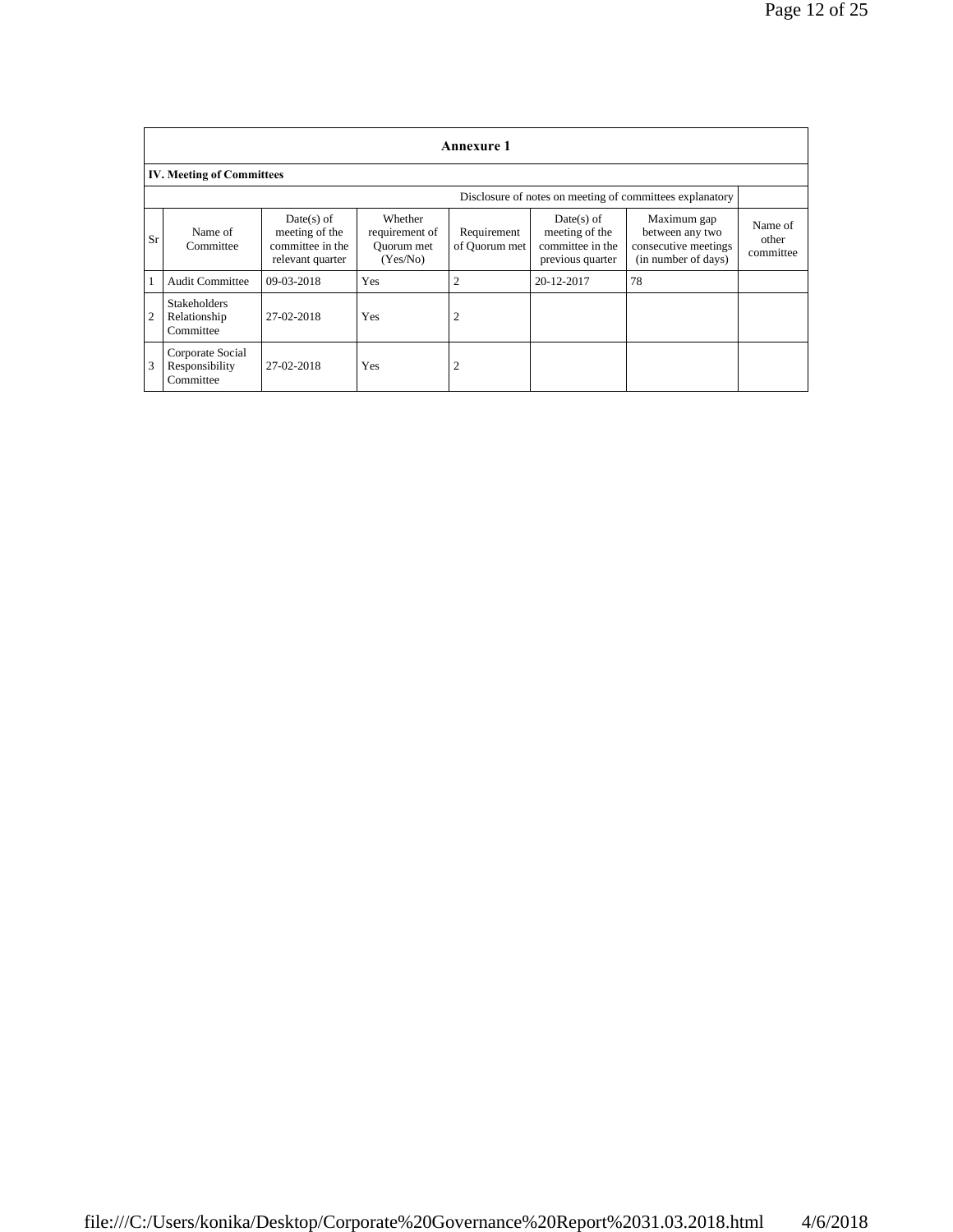## Annexure 1

**IV. Meeting of Committees**

| | | | | | | | Disclosure of notes on meeting of committees explanatory | |
|---|---|---|---|---|---|---|---|---|
| Sr | Name of Committee | Date(s) of meeting of the committee in the relevant quarter | Whether requirement of Quorum met (Yes/No) | Requirement of Quorum met | Date(s) of meeting of the committee in the previous quarter | Maximum gap between any two consecutive meetings (in number of days) | Name of other committee |
| 1 | Audit Committee | 09-03-2018 | Yes | 2 | 20-12-2017 | 78 | |
| 2 | Stakeholders Relationship Committee | 27-02-2018 | Yes | 2 | | | |
| 3 | Corporate Social Responsibility Committee | 27-02-2018 | Yes | 2 | | | |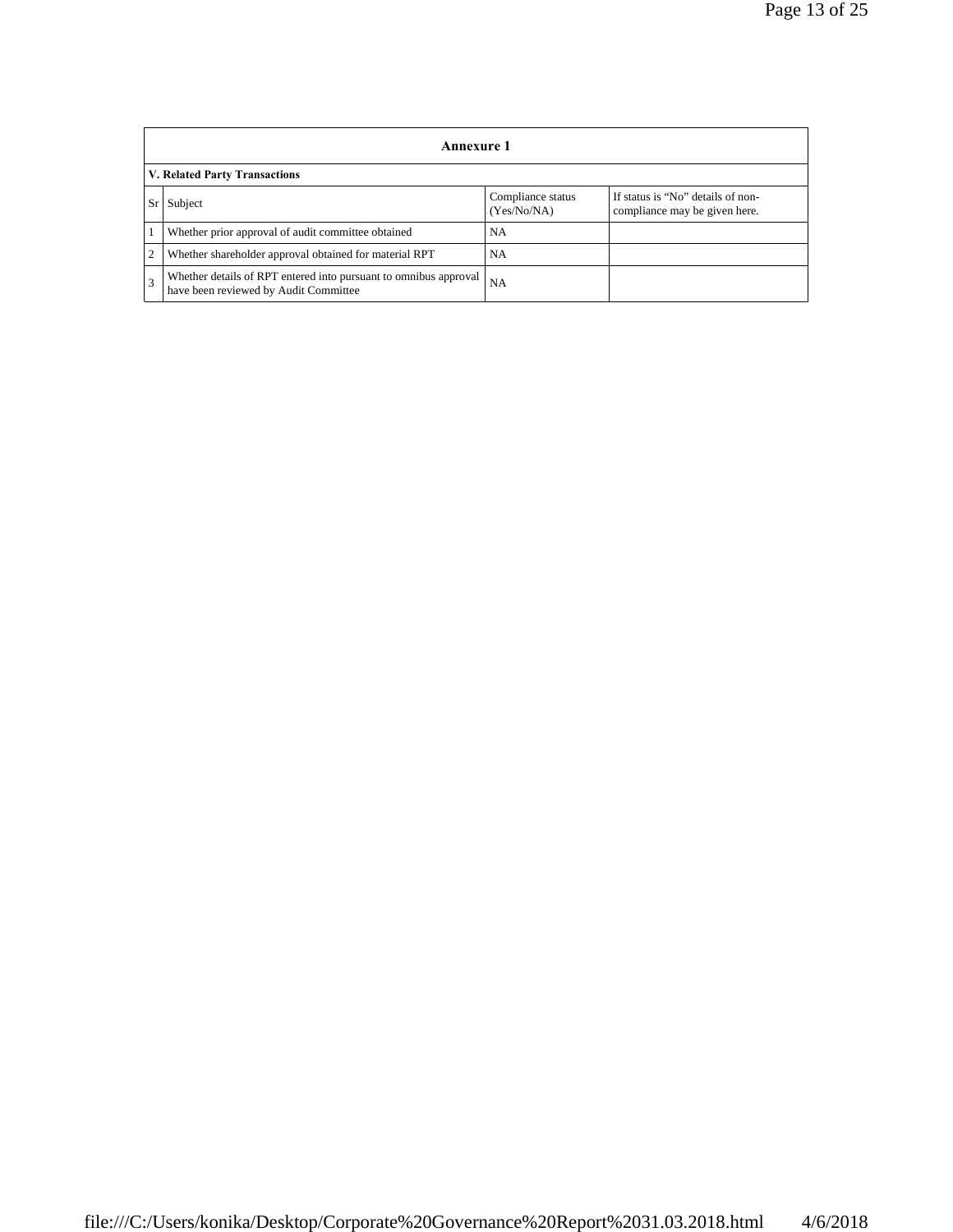| Annexure 1 | | | |
|---|---|---|---|
| **V. Related Party Transactions** | | | |
| Sr | Subject | Compliance status (Yes/No/NA) | If status is "No" details of non-compliance may be given here. |
| 1 | Whether prior approval of audit committee obtained | NA | |
| 2 | Whether shareholder approval obtained for material RPT | NA | |
| 3 | Whether details of RPT entered into pursuant to omnibus approval have been reviewed by Audit Committee | NA | |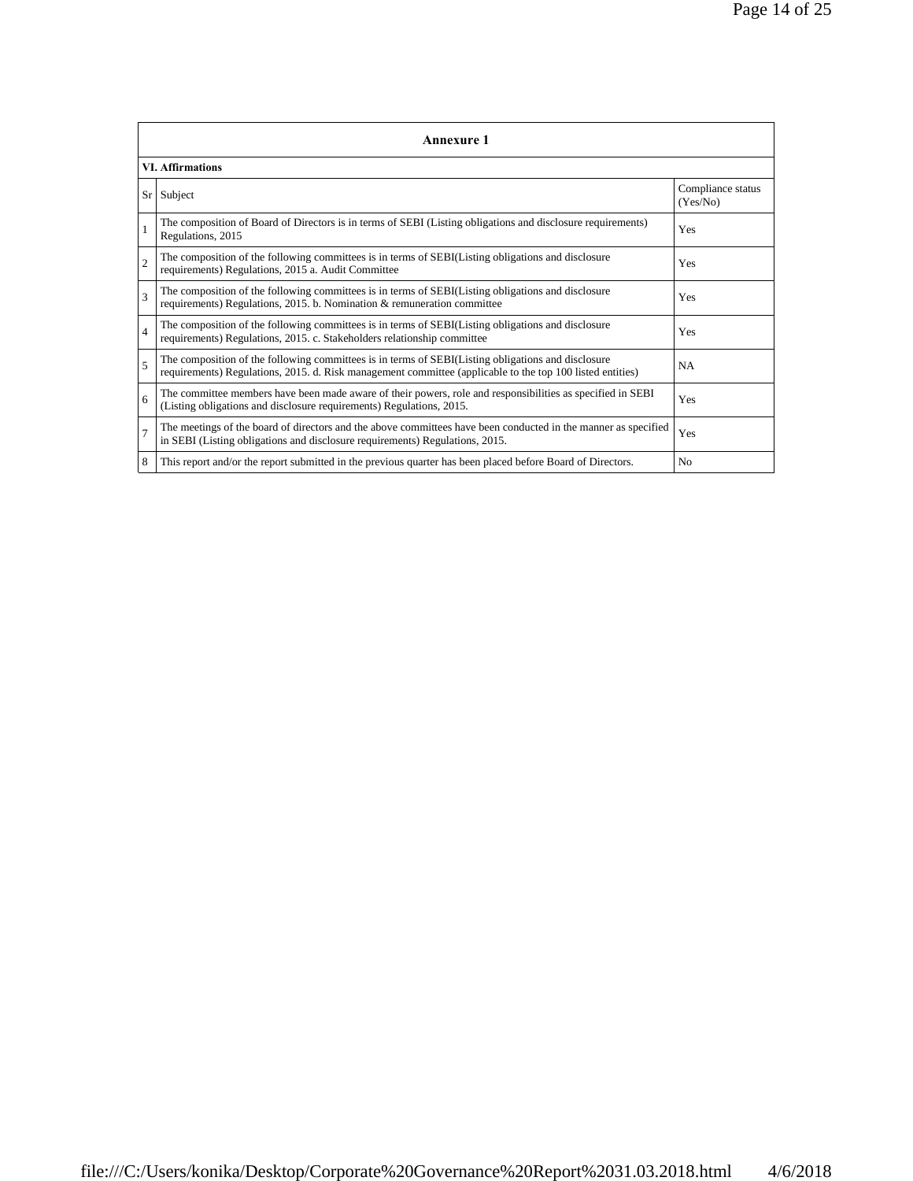## Annexure 1

### VI. Affirmations

| Sr | Subject | Compliance status (Yes/No) |
|---|---|---|
| 1 | The composition of Board of Directors is in terms of SEBI (Listing obligations and disclosure requirements) Regulations, 2015 | Yes |
| 2 | The composition of the following committees is in terms of SEBI(Listing obligations and disclosure requirements) Regulations, 2015 a. Audit Committee | Yes |
| 3 | The composition of the following committees is in terms of SEBI(Listing obligations and disclosure requirements) Regulations, 2015. b. Nomination & remuneration committee | Yes |
| 4 | The composition of the following committees is in terms of SEBI(Listing obligations and disclosure requirements) Regulations, 2015. c. Stakeholders relationship committee | Yes |
| 5 | The composition of the following committees is in terms of SEBI(Listing obligations and disclosure requirements) Regulations, 2015. d. Risk management committee (applicable to the top 100 listed entities) | NA |
| 6 | The committee members have been made aware of their powers, role and responsibilities as specified in SEBI (Listing obligations and disclosure requirements) Regulations, 2015. | Yes |
| 7 | The meetings of the board of directors and the above committees have been conducted in the manner as specified in SEBI (Listing obligations and disclosure requirements) Regulations, 2015. | Yes |
| 8 | This report and/or the report submitted in the previous quarter has been placed before Board of Directors. | No |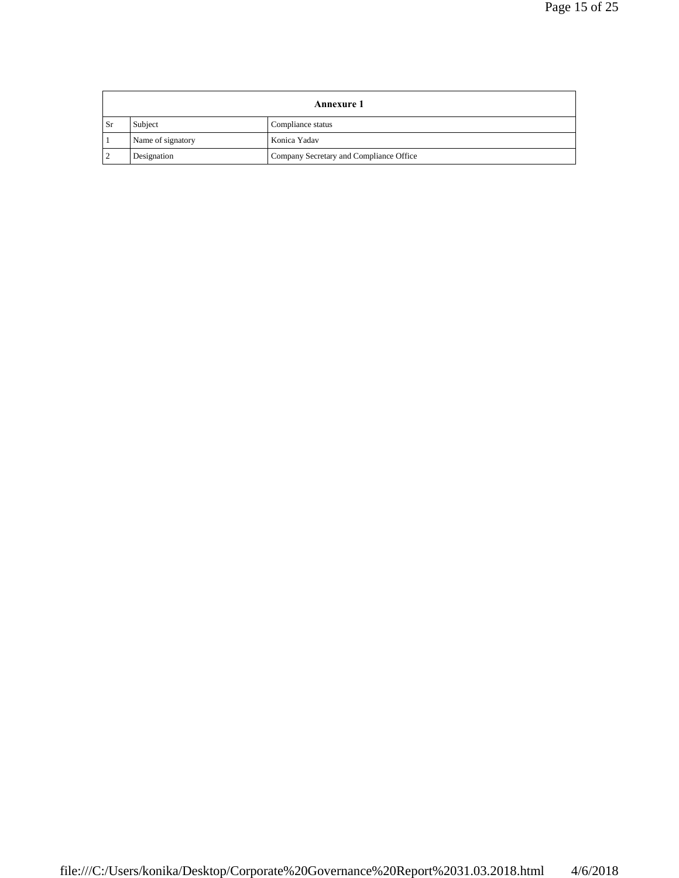| Annexure 1 | | |
|---|---|---|
| Sr | Subject | Compliance status |
| 1 | Name of signatory | Konica Yadav |
| 2 | Designation | Company Secretary and Compliance Office |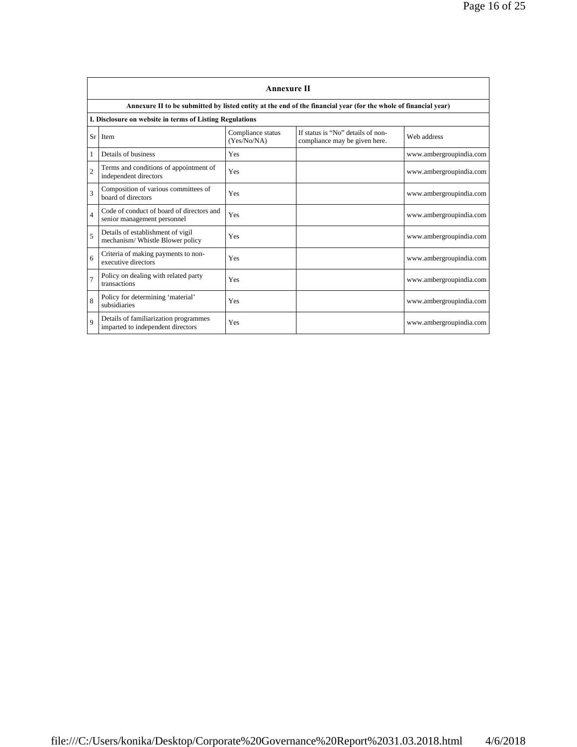## Annexure II

**Annexure II to be submitted by listed entity at the end of the financial year (for the whole of financial year)**

**I. Disclosure on website in terms of Listing Regulations**

| Sr | Item | Compliance status (Yes/No/NA) | If status is "No" details of non-compliance may be given here. | Web address |
|---|---|---|---|---|
| 1 | Details of business | Yes | | www.ambergroupindia.com |
| 2 | Terms and conditions of appointment of independent directors | Yes | | www.ambergroupindia.com |
| 3 | Composition of various committees of board of directors | Yes | | www.ambergroupindia.com |
| 4 | Code of conduct of board of directors and senior management personnel | Yes | | www.ambergroupindia.com |
| 5 | Details of establishment of vigil mechanism/ Whistle Blower policy | Yes | | www.ambergroupindia.com |
| 6 | Criteria of making payments to non-executive directors | Yes | | www.ambergroupindia.com |
| 7 | Policy on dealing with related party transactions | Yes | | www.ambergroupindia.com |
| 8 | Policy for determining 'material' subsidiaries | Yes | | www.ambergroupindia.com |
| 9 | Details of familiarization programmes imparted to independent directors | Yes | | www.ambergroupindia.com |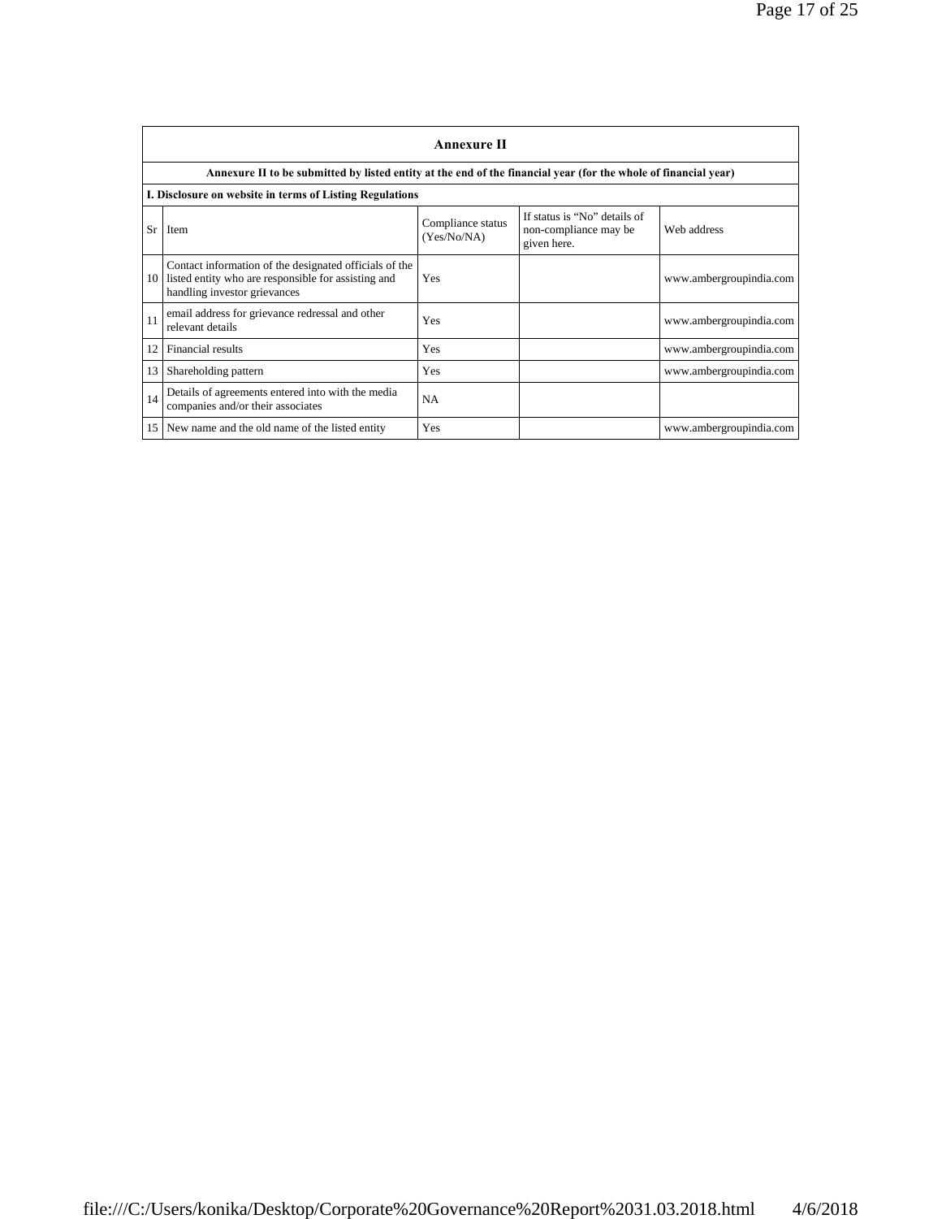## Annexure II

**Annexure II to be submitted by listed entity at the end of the financial year (for the whole of financial year)**

**I. Disclosure on website in terms of Listing Regulations**

| Sr | Item | Compliance status (Yes/No/NA) | If status is "No" details of non-compliance may be given here. | Web address |
|---|---|---|---|---|
| 10 | Contact information of the designated officials of the listed entity who are responsible for assisting and handling investor grievances | Yes | | www.ambergroupindia.com |
| 11 | email address for grievance redressal and other relevant details | Yes | | www.ambergroupindia.com |
| 12 | Financial results | Yes | | www.ambergroupindia.com |
| 13 | Shareholding pattern | Yes | | www.ambergroupindia.com |
| 14 | Details of agreements entered into with the media companies and/or their associates | NA | | |
| 15 | New name and the old name of the listed entity | Yes | | www.ambergroupindia.com |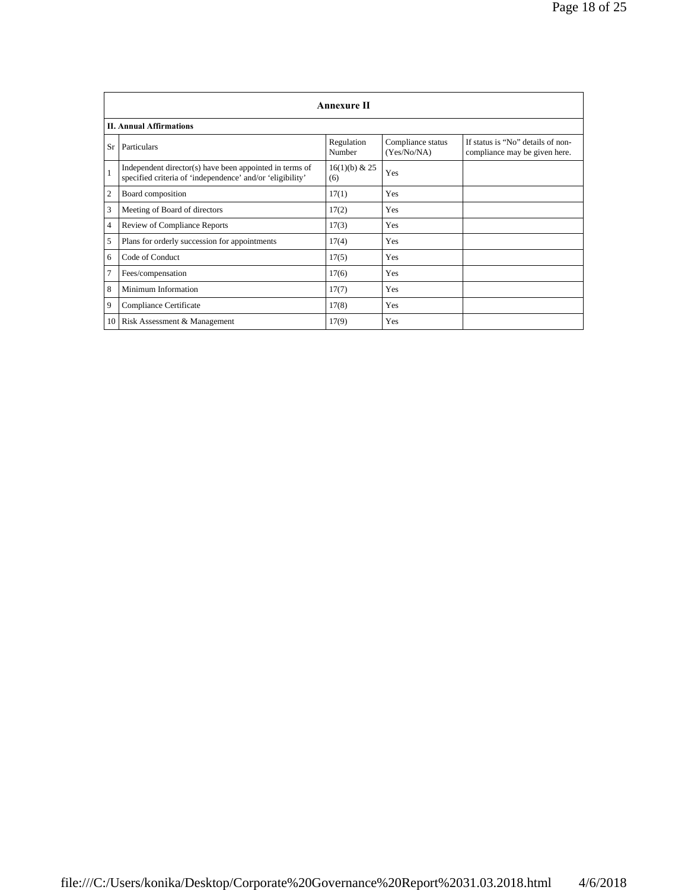## Annexure II

### II. Annual Affirmations

| Sr | Particulars | Regulation Number | Compliance status (Yes/No/NA) | If status is "No" details of non-compliance may be given here. |
|---|---|---|---|---|
| 1 | Independent director(s) have been appointed in terms of specified criteria of 'independence' and/or 'eligibility' | 16(1)(b) & 25 (6) | Yes | |
| 2 | Board composition | 17(1) | Yes | |
| 3 | Meeting of Board of directors | 17(2) | Yes | |
| 4 | Review of Compliance Reports | 17(3) | Yes | |
| 5 | Plans for orderly succession for appointments | 17(4) | Yes | |
| 6 | Code of Conduct | 17(5) | Yes | |
| 7 | Fees/compensation | 17(6) | Yes | |
| 8 | Minimum Information | 17(7) | Yes | |
| 9 | Compliance Certificate | 17(8) | Yes | |
| 10 | Risk Assessment & Management | 17(9) | Yes | |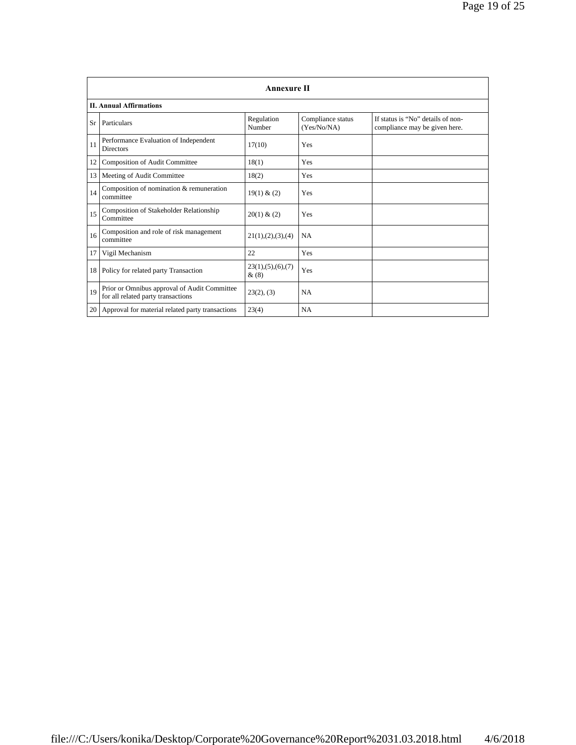### Annexure II

**II. Annual Affirmations**

| Sr | Particulars | Regulation Number | Compliance status (Yes/No/NA) | If status is "No" details of non-compliance may be given here. |
|---|---|---|---|---|
| 11 | Performance Evaluation of Independent Directors | 17(10) | Yes | |
| 12 | Composition of Audit Committee | 18(1) | Yes | |
| 13 | Meeting of Audit Committee | 18(2) | Yes | |
| 14 | Composition of nomination & remuneration committee | 19(1) & (2) | Yes | |
| 15 | Composition of Stakeholder Relationship Committee | 20(1) & (2) | Yes | |
| 16 | Composition and role of risk management committee | 21(1),(2),(3),(4) | NA | |
| 17 | Vigil Mechanism | 22 | Yes | |
| 18 | Policy for related party Transaction | 23(1),(5),(6),(7) & (8) | Yes | |
| 19 | Prior or Omnibus approval of Audit Committee for all related party transactions | 23(2), (3) | NA | |
| 20 | Approval for material related party transactions | 23(4) | NA | |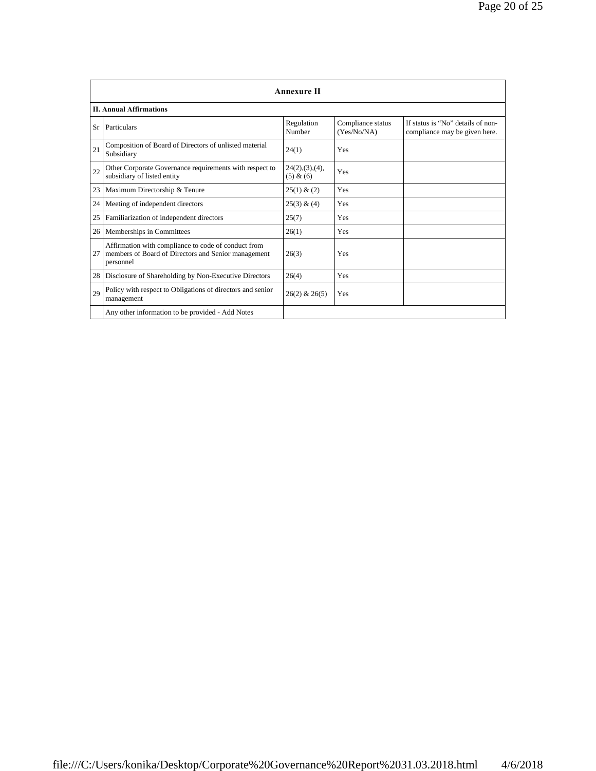## Annexure II

**II. Annual Affirmations**

| Sr | Particulars | Regulation Number | Compliance status (Yes/No/NA) | If status is "No" details of non-compliance may be given here. |
|---|---|---|---|---|
| 21 | Composition of Board of Directors of unlisted material Subsidiary | 24(1) | Yes | |
| 22 | Other Corporate Governance requirements with respect to subsidiary of listed entity | 24(2),(3),(4), (5) & (6) | Yes | |
| 23 | Maximum Directorship & Tenure | 25(1) & (2) | Yes | |
| 24 | Meeting of independent directors | 25(3) & (4) | Yes | |
| 25 | Familiarization of independent directors | 25(7) | Yes | |
| 26 | Memberships in Committees | 26(1) | Yes | |
| 27 | Affirmation with compliance to code of conduct from members of Board of Directors and Senior management personnel | 26(3) | Yes | |
| 28 | Disclosure of Shareholding by Non-Executive Directors | 26(4) | Yes | |
| 29 | Policy with respect to Obligations of directors and senior management | 26(2) & 26(5) | Yes | |
| | Any other information to be provided - Add Notes | | | |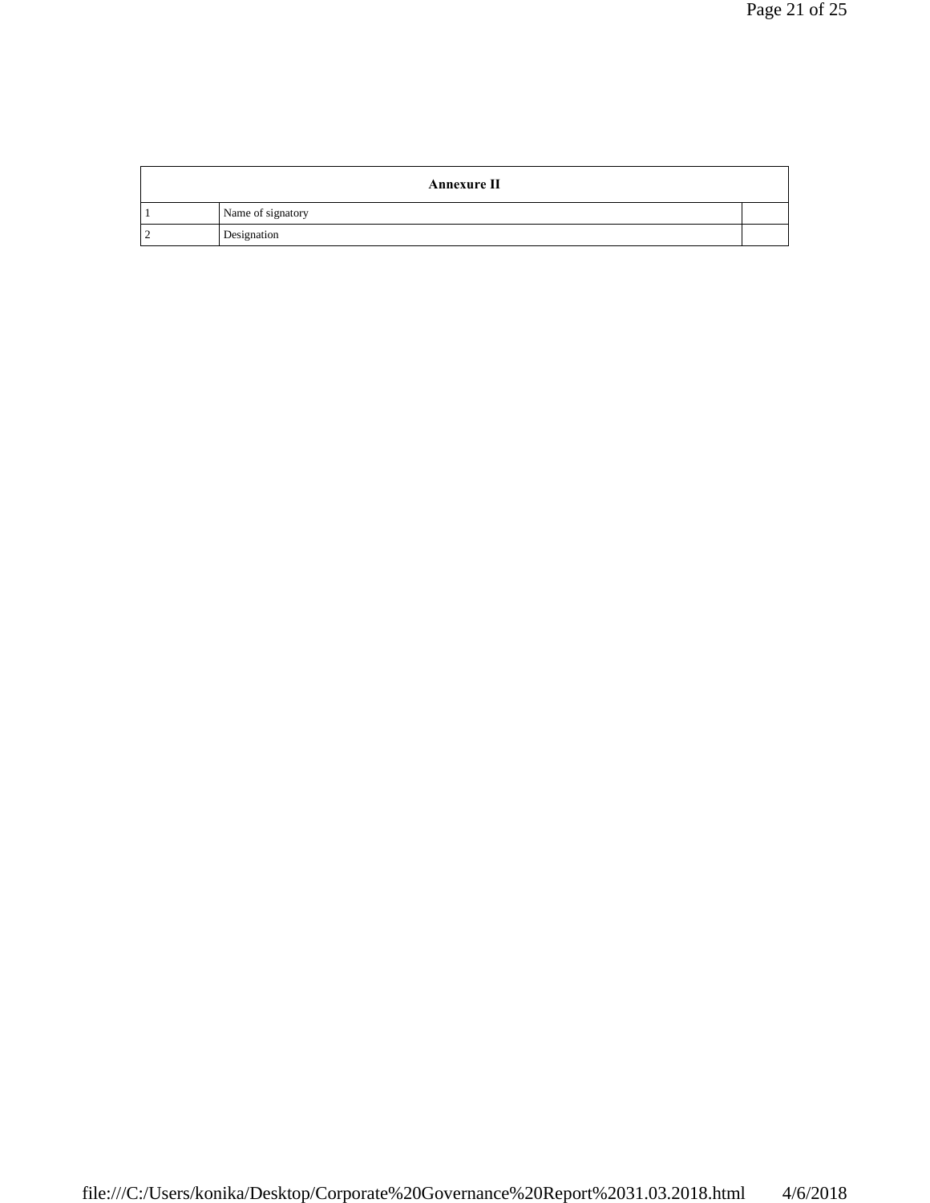| Annexure II | | |
|---|---|---|
| 1 | Name of signatory | |
| 2 | Designation | |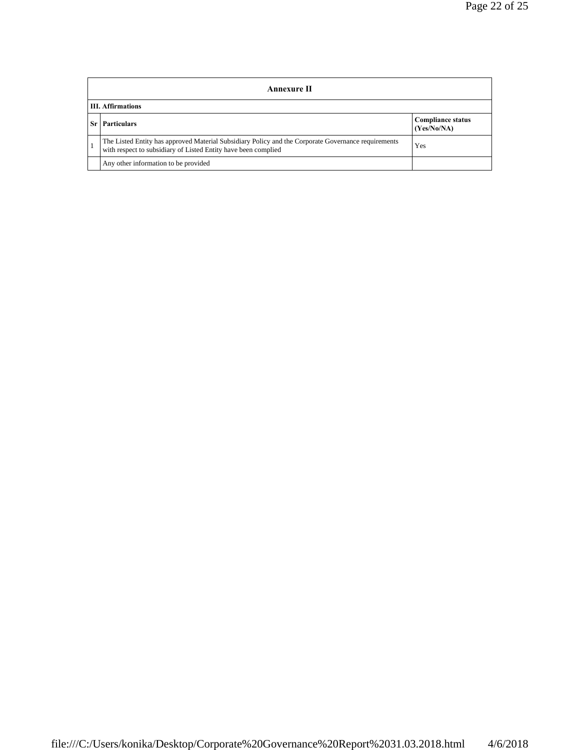## Annexure II

### III. Affirmations

| Sr | Particulars | Compliance status (Yes/No/NA) |
| --- | --- | --- |
| 1 | The Listed Entity has approved Material Subsidiary Policy and the Corporate Governance requirements with respect to subsidiary of Listed Entity have been complied | Yes |
| | Any other information to be provided | |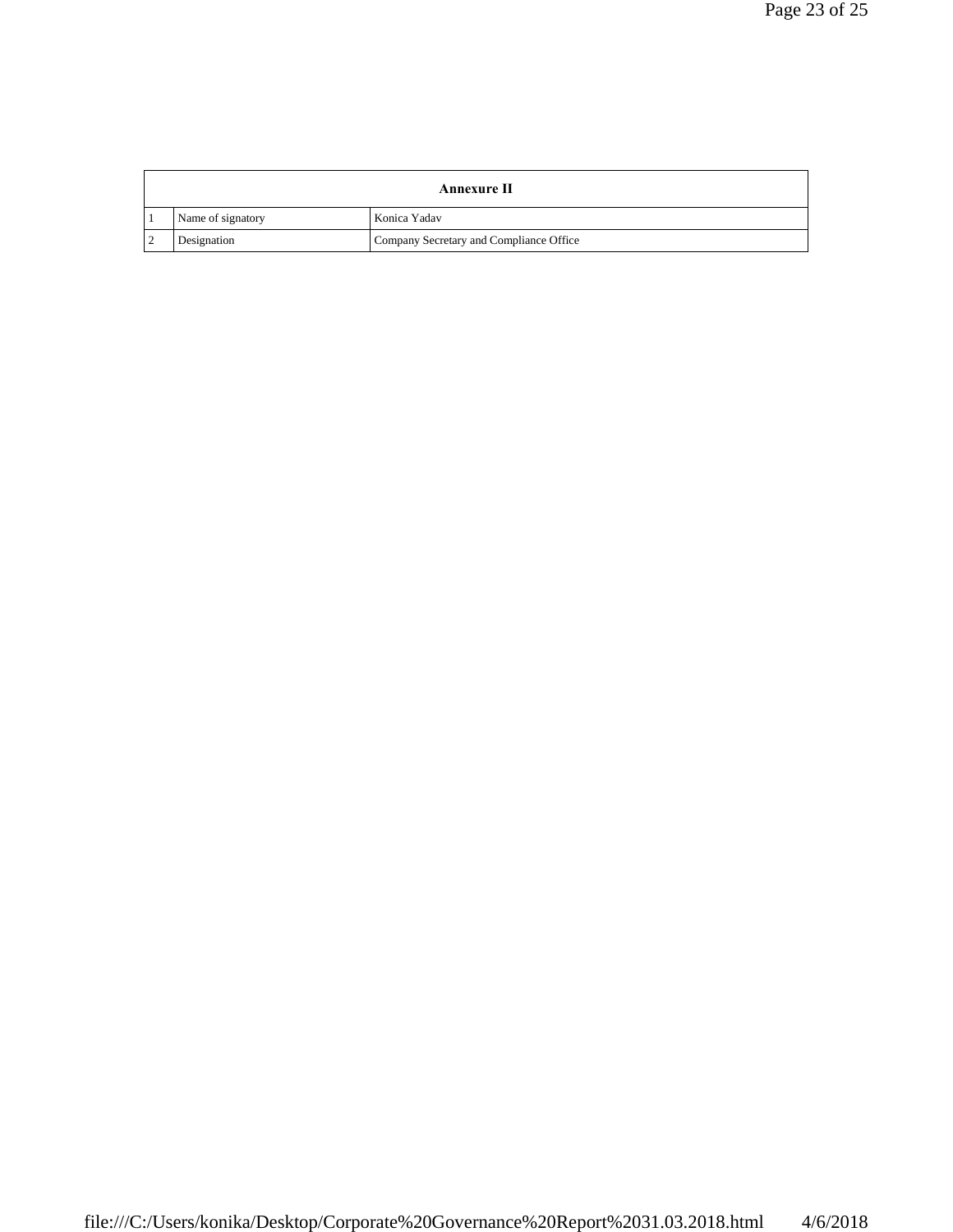| Annexure II | | |
|---|---|---|
| 1 | Name of signatory | Konica Yadav |
| 2 | Designation | Company Secretary and Compliance Office |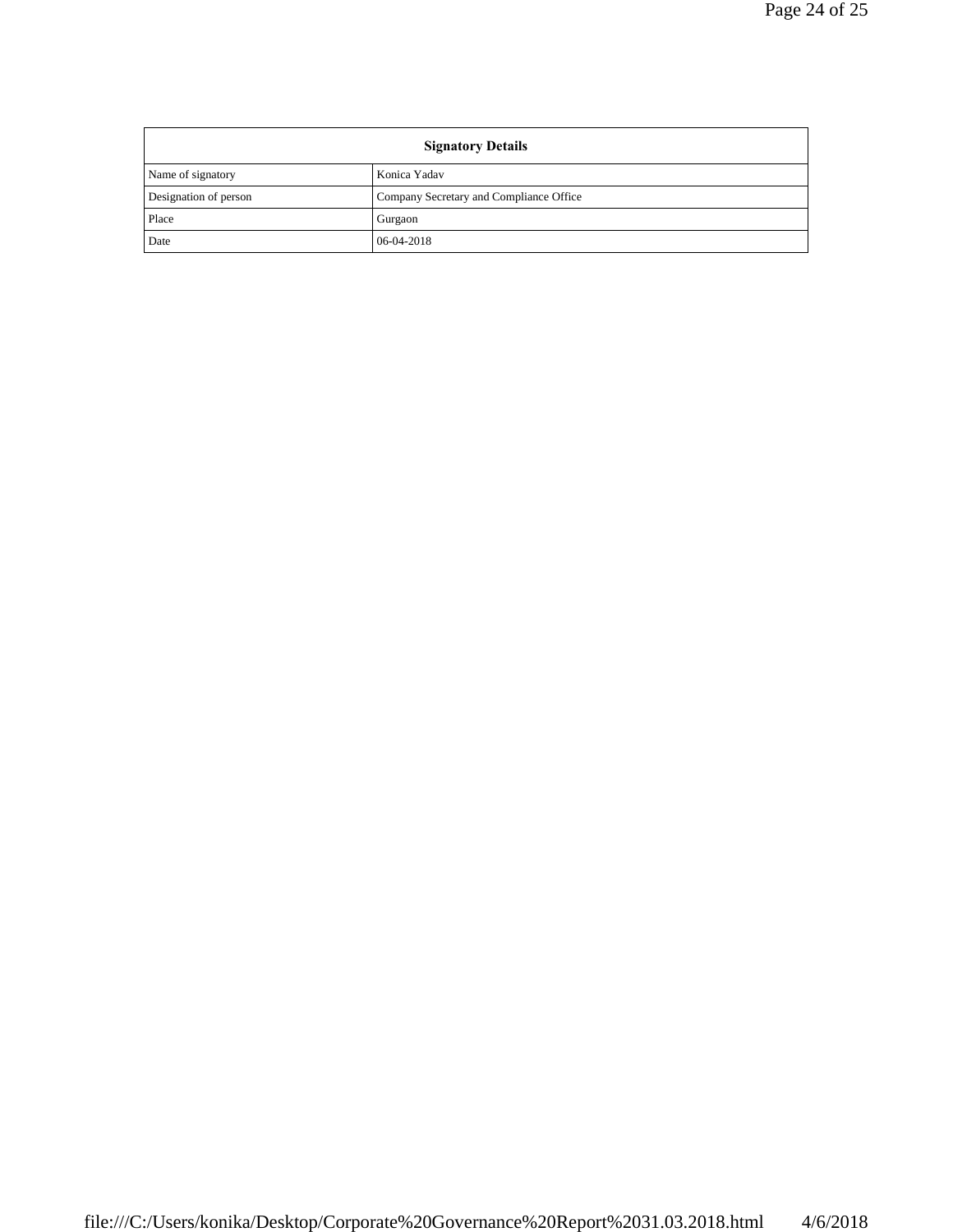| Signatory Details | |
|---|---|
| Name of signatory | Konica Yadav |
| Designation of person | Company Secretary and Compliance Office |
| Place | Gurgaon |
| Date | 06-04-2018 |